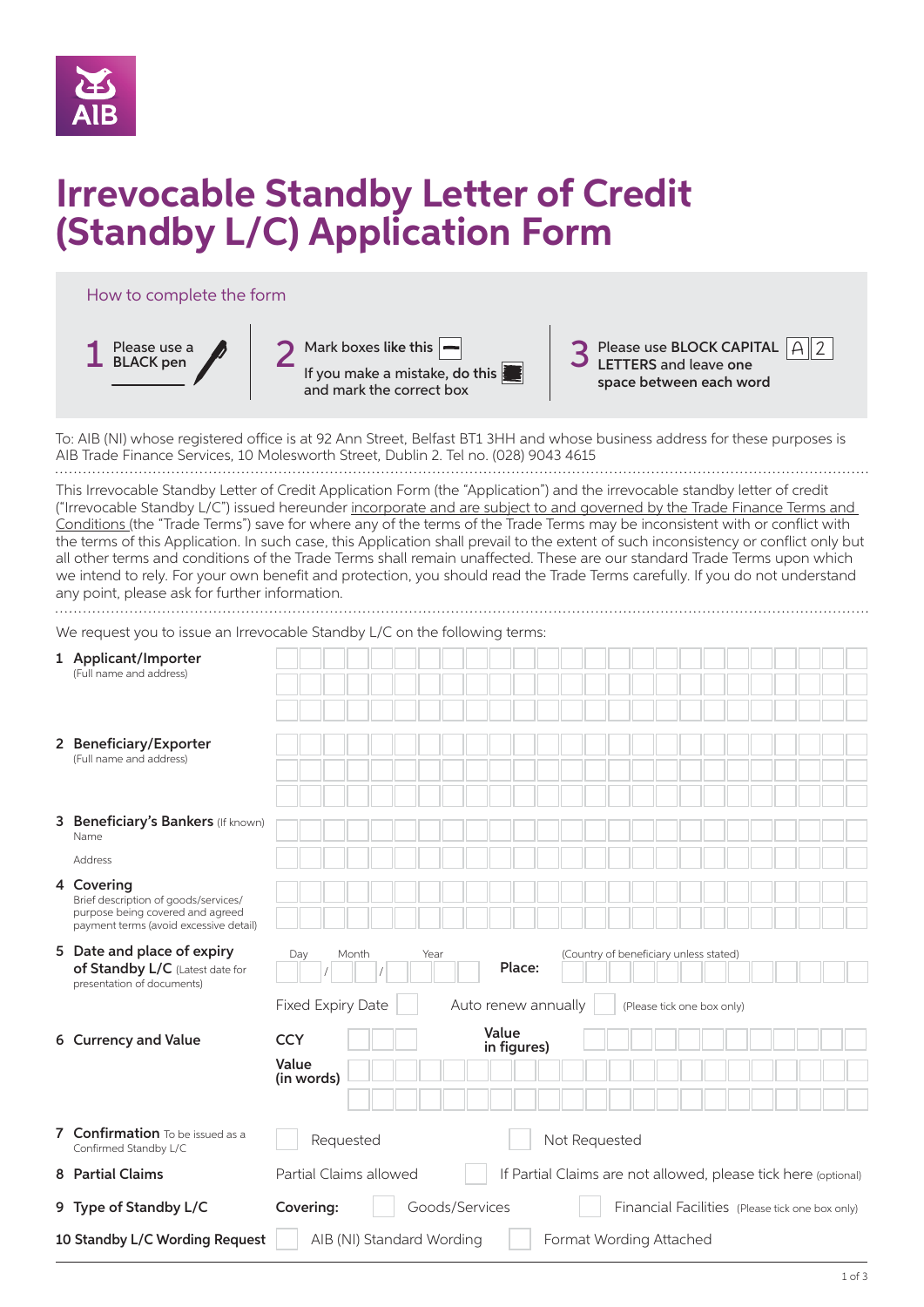AIB

# Irrevocable Standby Letter of Credit (Standby L/C) Application Form

## How to complete the form

1. Please use a BLACK pen
2. Mark boxes like this ▬ If you make a mistake, do this ■ and mark the correct box
3. Please use BLOCK CAPITAL LETTERS and leave one space between each word A 2

To: AIB (NI) whose registered office is at 92 Ann Street, Belfast BT1 3HH and whose business address for these purposes is AIB Trade Finance Services, 10 Molesworth Street, Dublin 2. Tel no. (028) 9043 4615

This Irrevocable Standby Letter of Credit Application Form (the "Application") and the irrevocable standby letter of credit ("Irrevocable Standby L/C") issued hereunder incorporate and are subject to and governed by the Trade Finance Terms and Conditions (the "Trade Terms") save for where any of the terms of the Trade Terms may be inconsistent with or conflict with the terms of this Application. In such case, this Application shall prevail to the extent of such inconsistency or conflict only but all other terms and conditions of the Trade Terms shall remain unaffected. These are our standard Trade Terms upon which we intend to rely. For your own benefit and protection, you should read the Trade Terms carefully. If you do not understand any point, please ask for further information.

We request you to issue an Irrevocable Standby L/C on the following terms:

**1 Applicant/Importer** (Full name and address)

**2 Beneficiary/Exporter** (Full name and address)

**3 Beneficiary's Bankers** (If known)
Name
Address

**4 Covering**
Brief description of goods/services/purpose being covered and agreed payment terms (avoid excessive detail)

**5 Date and place of expiry of Standby L/C** (Latest date for presentation of documents)
Day / Month / Year
**Place:** (Country of beneficiary unless stated)
Fixed Expiry Date ☐ Auto renew annually ☐ (Please tick one box only)

**6 Currency and Value**
**CCY**
**Value in figures)**
**Value (in words)**

**7 Confirmation** To be issued as a Confirmed Standby L/C
☐ Requested ☐ Not Requested

**8 Partial Claims**
Partial Claims allowed ☐ If Partial Claims are not allowed, please tick here (optional)

**9 Type of Standby L/C**
**Covering:** ☐ Goods/Services ☐ Financial Facilities (Please tick one box only)

**10 Standby L/C Wording Request**
☐ AIB (NI) Standard Wording ☐ Format Wording Attached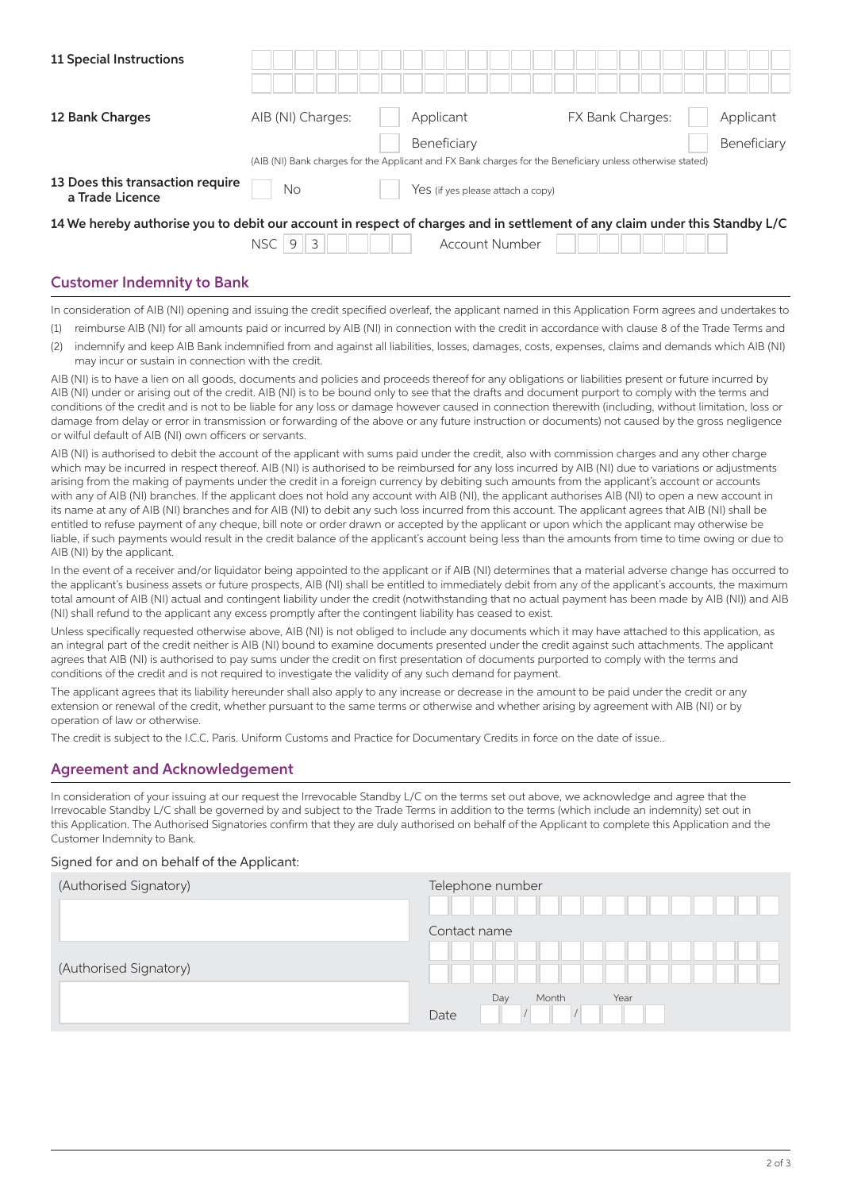**11 Special Instructions**

**12 Bank Charges**

AIB (NI) Charges: ☐ Applicant ☐ Beneficiary

FX Bank Charges: ☐ Applicant ☐ Beneficiary

(AIB (NI) Bank charges for the Applicant and FX Bank charges for the Beneficiary unless otherwise stated)

**13 Does this transaction require a Trade Licence**

☐ No ☐ Yes (if yes please attach a copy)

**14 We hereby authorise you to debit our account in respect of charges and in settlement of any claim under this Standby L/C**

NSC 9 3 Account Number

## Customer Indemnity to Bank

In consideration of AIB (NI) opening and issuing the credit specified overleaf, the applicant named in this Application Form agrees and undertakes to

(1) reimburse AIB (NI) for all amounts paid or incurred by AIB (NI) in connection with the credit in accordance with clause 8 of the Trade Terms and

(2) indemnify and keep AIB Bank indemnified from and against all liabilities, losses, damages, costs, expenses, claims and demands which AIB (NI) may incur or sustain in connection with the credit.

AIB (NI) is to have a lien on all goods, documents and policies and proceeds thereof for any obligations or liabilities present or future incurred by AIB (NI) under or arising out of the credit. AIB (NI) is to be bound only to see that the drafts and document purport to comply with the terms and conditions of the credit and is not to be liable for any loss or damage however caused in connection therewith (including, without limitation, loss or damage from delay or error in transmission or forwarding of the above or any future instruction or documents) not caused by the gross negligence or wilful default of AIB (NI) own officers or servants.

AIB (NI) is authorised to debit the account of the applicant with sums paid under the credit, also with commission charges and any other charge which may be incurred in respect thereof. AIB (NI) is authorised to be reimbursed for any loss incurred by AIB (NI) due to variations or adjustments arising from the making of payments under the credit in a foreign currency by debiting such amounts from the applicant's account or accounts with any of AIB (NI) branches. If the applicant does not hold any account with AIB (NI), the applicant authorises AIB (NI) to open a new account in its name at any of AIB (NI) branches and for AIB (NI) to debit any such loss incurred from this account. The applicant agrees that AIB (NI) shall be entitled to refuse payment of any cheque, bill note or order drawn or accepted by the applicant or upon which the applicant may otherwise be liable, if such payments would result in the credit balance of the applicant's account being less than the amounts from time to time owing or due to AIB (NI) by the applicant.

In the event of a receiver and/or liquidator being appointed to the applicant or if AIB (NI) determines that a material adverse change has occurred to the applicant's business assets or future prospects, AIB (NI) shall be entitled to immediately debit from any of the applicant's accounts, the maximum total amount of AIB (NI) actual and contingent liability under the credit (notwithstanding that no actual payment has been made by AIB (NI)) and AIB (NI) shall refund to the applicant any excess promptly after the contingent liability has ceased to exist.

Unless specifically requested otherwise above, AIB (NI) is not obliged to include any documents which it may have attached to this application, as an integral part of the credit neither is AIB (NI) bound to examine documents presented under the credit against such attachments. The applicant agrees that AIB (NI) is authorised to pay sums under the credit on first presentation of documents purported to comply with the terms and conditions of the credit and is not required to investigate the validity of any such demand for payment.

The applicant agrees that its liability hereunder shall also apply to any increase or decrease in the amount to be paid under the credit or any extension or renewal of the credit, whether pursuant to the same terms or otherwise and whether arising by agreement with AIB (NI) or by operation of law or otherwise.

The credit is subject to the I.C.C. Paris. Uniform Customs and Practice for Documentary Credits in force on the date of issue..

## Agreement and Acknowledgement

In consideration of your issuing at our request the Irrevocable Standby L/C on the terms set out above, we acknowledge and agree that the Irrevocable Standby L/C shall be governed by and subject to the Trade Terms in addition to the terms (which include an indemnity) set out in this Application. The Authorised Signatories confirm that they are duly authorised on behalf of the Applicant to complete this Application and the Customer Indemnity to Bank.

Signed for and on behalf of the Applicant:

(Authorised Signatory)

(Authorised Signatory)

Telephone number

Contact name

Date Day / Month / Year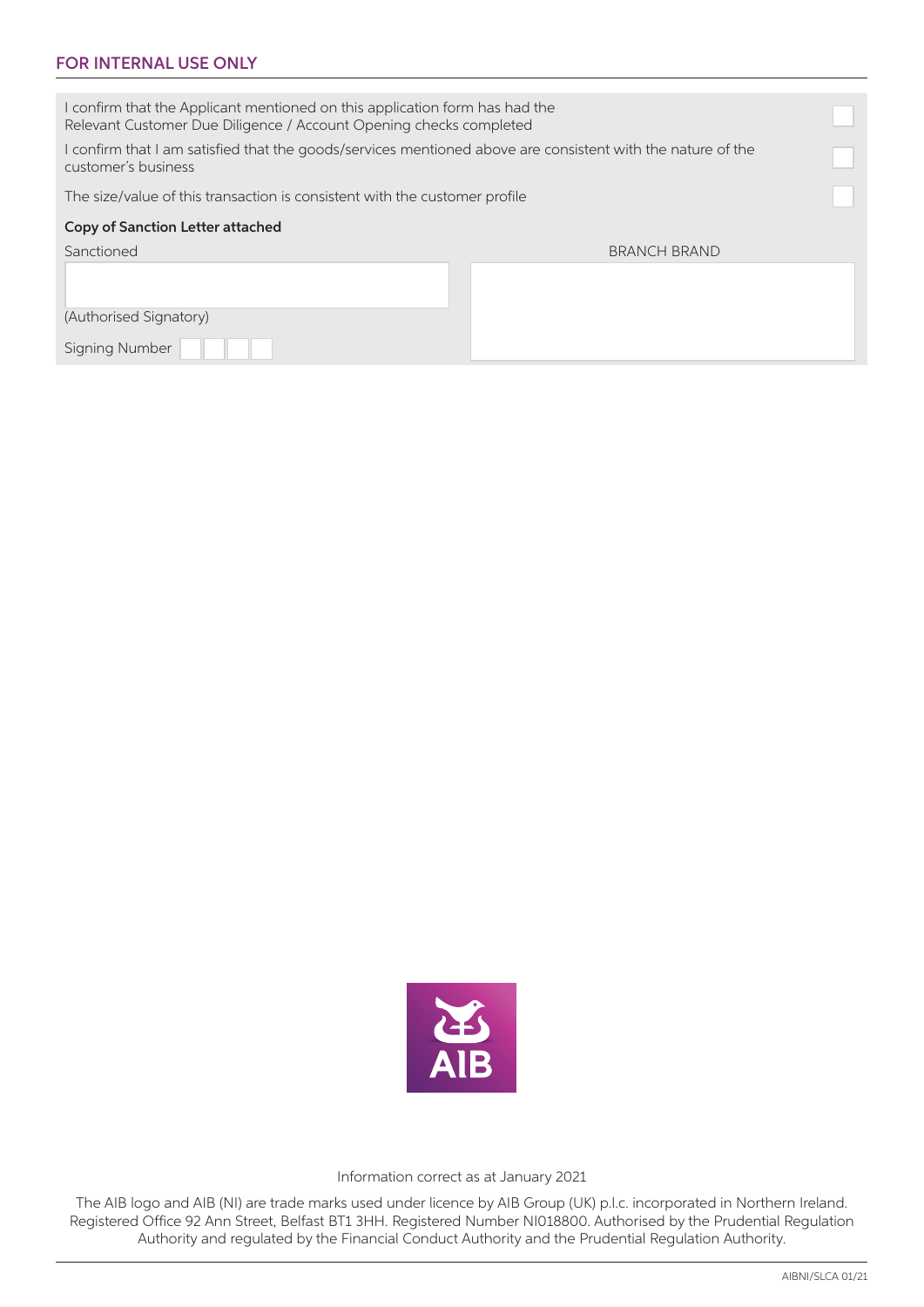## FOR INTERNAL USE ONLY

I confirm that the Applicant mentioned on this application form has had the Relevant Customer Due Diligence / Account Opening checks completed ☐

I confirm that I am satisfied that the goods/services mentioned above are consistent with the nature of the customer's business ☐

The size/value of this transaction is consistent with the customer profile ☐

**Copy of Sanction Letter attached**

Sanctioned

(Authorised Signatory)

Signing Number

BRANCH BRAND

AIB

Information correct as at January 2021

The AIB logo and AIB (NI) are trade marks used under licence by AIB Group (UK) p.l.c. incorporated in Northern Ireland. Registered Office 92 Ann Street, Belfast BT1 3HH. Registered Number NI018800. Authorised by the Prudential Regulation Authority and regulated by the Financial Conduct Authority and the Prudential Regulation Authority.

AIBNI/SLCA 01/21